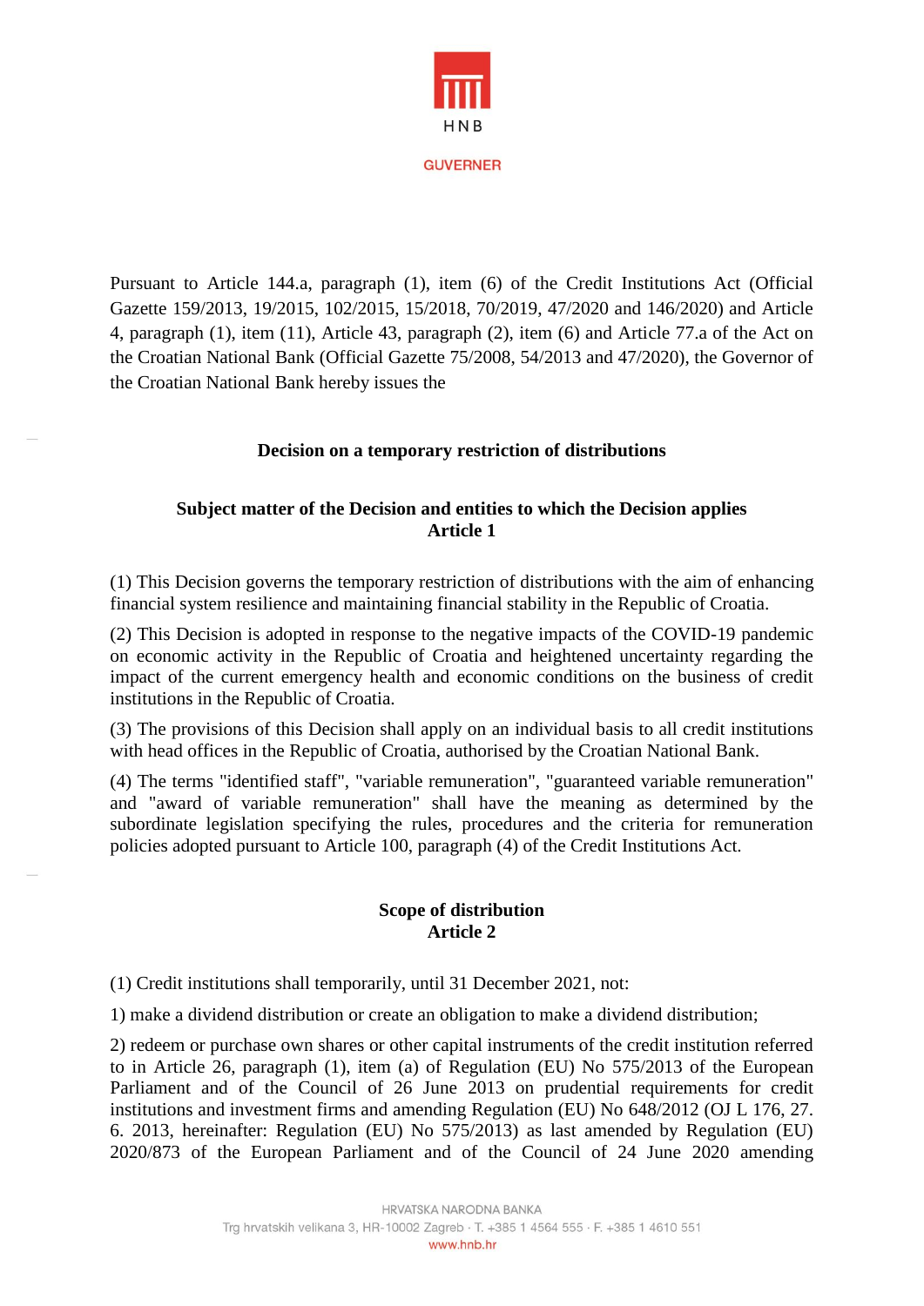HNB

GUVERNER

Pursuant to Article 144.a, paragraph (1), item (6) of the Credit Institutions Act (Official Gazette 159/2013, 19/2015, 102/2015, 15/2018, 70/2019, 47/2020 and 146/2020) and Article 4, paragraph (1), item (11), Article 43, paragraph (2), item (6) and Article 77.a of the Act on the Croatian National Bank (Official Gazette 75/2008, 54/2013 and 47/2020), the Governor of the Croatian National Bank hereby issues the

# Decision on a temporary restriction of distributions

## Subject matter of the Decision and entities to which the Decision applies
## Article 1

(1) This Decision governs the temporary restriction of distributions with the aim of enhancing financial system resilience and maintaining financial stability in the Republic of Croatia.

(2) This Decision is adopted in response to the negative impacts of the COVID-19 pandemic on economic activity in the Republic of Croatia and heightened uncertainty regarding the impact of the current emergency health and economic conditions on the business of credit institutions in the Republic of Croatia.

(3) The provisions of this Decision shall apply on an individual basis to all credit institutions with head offices in the Republic of Croatia, authorised by the Croatian National Bank.

(4) The terms "identified staff", "variable remuneration", "guaranteed variable remuneration" and "award of variable remuneration" shall have the meaning as determined by the subordinate legislation specifying the rules, procedures and the criteria for remuneration policies adopted pursuant to Article 100, paragraph (4) of the Credit Institutions Act.

## Scope of distribution
## Article 2

(1) Credit institutions shall temporarily, until 31 December 2021, not:

1) make a dividend distribution or create an obligation to make a dividend distribution;

2) redeem or purchase own shares or other capital instruments of the credit institution referred to in Article 26, paragraph (1), item (a) of Regulation (EU) No 575/2013 of the European Parliament and of the Council of 26 June 2013 on prudential requirements for credit institutions and investment firms and amending Regulation (EU) No 648/2012 (OJ L 176, 27. 6. 2013, hereinafter: Regulation (EU) No 575/2013) as last amended by Regulation (EU) 2020/873 of the European Parliament and of the Council of 24 June 2020 amending

HRVATSKA NARODNA BANKA
Trg hrvatskih velikana 3, HR-10002 Zagreb · T. +385 1 4564 555 · F. +385 1 4610 551
www.hnb.hr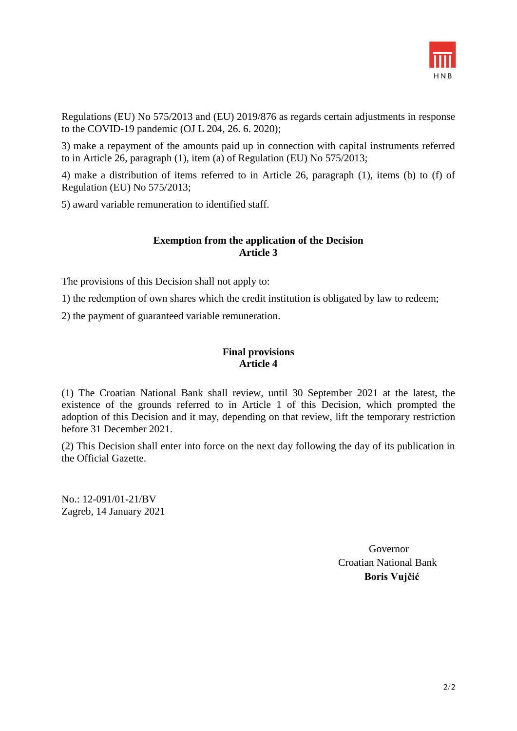Regulations (EU) No 575/2013 and (EU) 2019/876 as regards certain adjustments in response to the COVID-19 pandemic (OJ L 204, 26. 6. 2020);

3) make a repayment of the amounts paid up in connection with capital instruments referred to in Article 26, paragraph (1), item (a) of Regulation (EU) No 575/2013;

4) make a distribution of items referred to in Article 26, paragraph (1), items (b) to (f) of Regulation (EU) No 575/2013;

5) award variable remuneration to identified staff.

**Exemption from the application of the Decision**
**Article 3**

The provisions of this Decision shall not apply to:

1) the redemption of own shares which the credit institution is obligated by law to redeem;

2) the payment of guaranteed variable remuneration.

**Final provisions**
**Article 4**

(1) The Croatian National Bank shall review, until 30 September 2021 at the latest, the existence of the grounds referred to in Article 1 of this Decision, which prompted the adoption of this Decision and it may, depending on that review, lift the temporary restriction before 31 December 2021.

(2) This Decision shall enter into force on the next day following the day of its publication in the Official Gazette.

No.: 12-091/01-21/BV
Zagreb, 14 January 2021

Governor
Croatian National Bank
**Boris Vujčić**